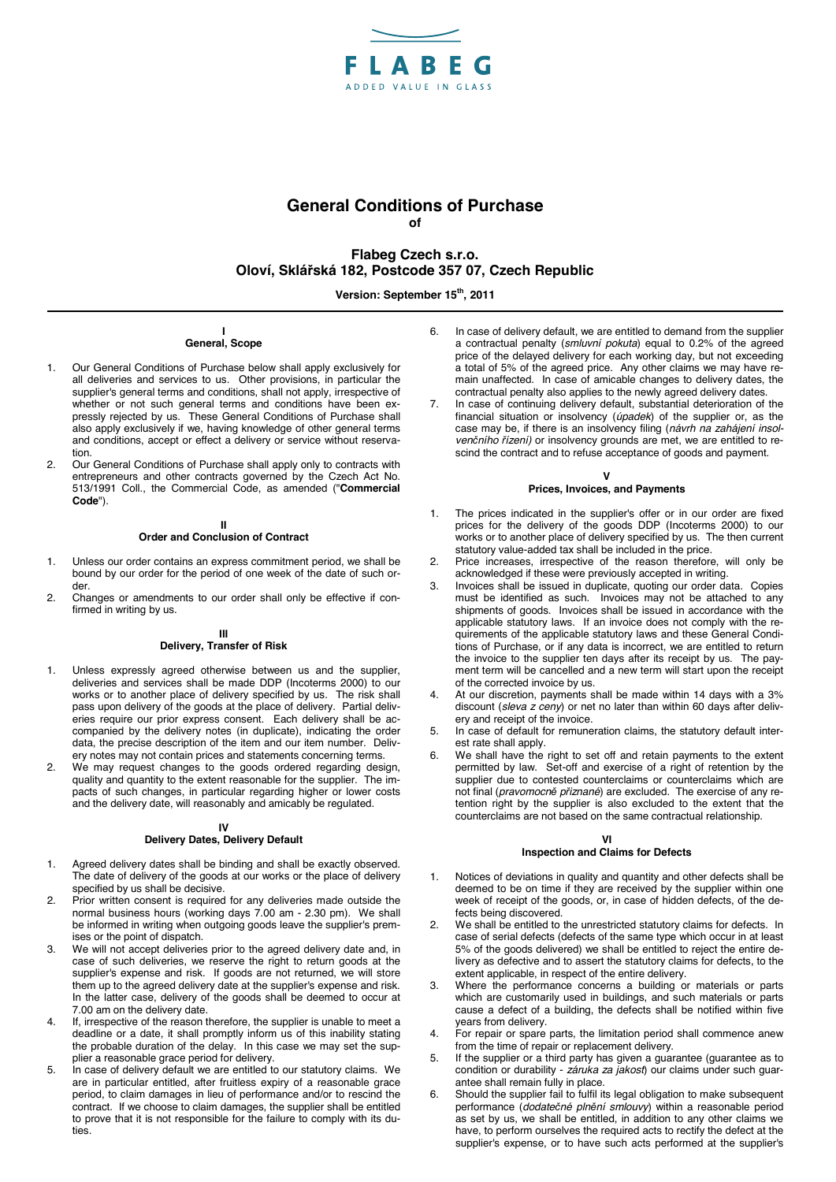FLABEG

ADDED VALUE IN GLASS

# General Conditions of Purchase

**of**

## Flabeg Czech s.r.o.
## Oloví, Sklářská 182, Postcode 357 07, Czech Republic

**Version: September 15th, 2011**

### I
### General, Scope

1. Our General Conditions of Purchase below shall apply exclusively for all deliveries and services to us. Other provisions, in particular the supplier's general terms and conditions, shall not apply, irrespective of whether or not such general terms and conditions have been expressly rejected by us. These General Conditions of Purchase shall also apply exclusively if we, having knowledge of other general terms and conditions, accept or effect a delivery or service without reservation.
2. Our General Conditions of Purchase shall apply only to contracts with entrepreneurs and other contracts governed by the Czech Act No. 513/1991 Coll., the Commercial Code, as amended ("**Commercial Code**").

### II
### Order and Conclusion of Contract

1. Unless our order contains an express commitment period, we shall be bound by our order for the period of one week of the date of such order.
2. Changes or amendments to our order shall only be effective if confirmed in writing by us.

### III
### Delivery, Transfer of Risk

1. Unless expressly agreed otherwise between us and the supplier, deliveries and services shall be made DDP (Incoterms 2000) to our works or to another place of delivery specified by us. The risk shall pass upon delivery of the goods at the place of delivery. Partial deliveries require our prior express consent. Each delivery shall be accompanied by the delivery notes (in duplicate), indicating the order data, the precise description of the item and our item number. Delivery notes may not contain prices and statements concerning terms.
2. We may request changes to the goods ordered regarding design, quality and quantity to the extent reasonable for the supplier. The impacts of such changes, in particular regarding higher or lower costs and the delivery date, will reasonably and amicably be regulated.

### IV
### Delivery Dates, Delivery Default

1. Agreed delivery dates shall be binding and shall be exactly observed. The date of delivery of the goods at our works or the place of delivery specified by us shall be decisive.
2. Prior written consent is required for any deliveries made outside the normal business hours (working days 7.00 am - 2.30 pm). We shall be informed in writing when outgoing goods leave the supplier's premises or the point of dispatch.
3. We will not accept deliveries prior to the agreed delivery date and, in case of such deliveries, we reserve the right to return goods at the supplier's expense and risk. If goods are not returned, we will store them up to the agreed delivery date at the supplier's expense and risk. In the latter case, delivery of the goods shall be deemed to occur at 7.00 am on the delivery date.
4. If, irrespective of the reason therefore, the supplier is unable to meet a deadline or a date, it shall promptly inform us of this inability stating the probable duration of the delay. In this case we may set the supplier a reasonable grace period for delivery.
5. In case of delivery default we are entitled to our statutory claims. We are in particular entitled, after fruitless expiry of a reasonable grace period, to claim damages in lieu of performance and/or to rescind the contract. If we choose to claim damages, the supplier shall be entitled to prove that it is not responsible for the failure to comply with its duties.
6. In case of delivery default, we are entitled to demand from the supplier a contractual penalty (*smluvní pokuta*) equal to 0.2% of the agreed price of the delayed delivery for each working day, but not exceeding a total of 5% of the agreed price. Any other claims we may have remain unaffected. In case of amicable changes to delivery dates, the contractual penalty also applies to the newly agreed delivery dates.
7. In case of continuing delivery default, substantial deterioration of the financial situation or insolvency (*úpadek*) of the supplier or, as the case may be, if there is an insolvency filing (*návrh na zahájení insolvenčního řízení)* or insolvency grounds are met, we are entitled to rescind the contract and to refuse acceptance of goods and payment.

### V
### Prices, Invoices, and Payments

1. The prices indicated in the supplier's offer or in our order are fixed prices for the delivery of the goods DDP (Incoterms 2000) to our works or to another place of delivery specified by us. The then current statutory value-added tax shall be included in the price.
2. Price increases, irrespective of the reason therefore, will only be acknowledged if these were previously accepted in writing.
3. Invoices shall be issued in duplicate, quoting our order data. Copies must be identified as such. Invoices may not be attached to any shipments of goods. Invoices shall be issued in accordance with the applicable statutory laws. If an invoice does not comply with the requirements of the applicable statutory laws and these General Conditions of Purchase, or if any data is incorrect, we are entitled to return the invoice to the supplier ten days after its receipt by us. The payment term will be cancelled and a new term will start upon the receipt of the corrected invoice by us.
4. At our discretion, payments shall be made within 14 days with a 3% discount (*sleva z ceny*) or net no later than within 60 days after delivery and receipt of the invoice.
5. In case of default for remuneration claims, the statutory default interest rate shall apply.
6. We shall have the right to set off and retain payments to the extent permitted by law. Set-off and exercise of a right of retention by the supplier due to contested counterclaims or counterclaims which are not final (*pravomocně přiznané*) are excluded. The exercise of any retention right by the supplier is also excluded to the extent that the counterclaims are not based on the same contractual relationship.

### VI
### Inspection and Claims for Defects

1. Notices of deviations in quality and quantity and other defects shall be deemed to be on time if they are received by the supplier within one week of receipt of the goods, or, in case of hidden defects, of the defects being discovered.
2. We shall be entitled to the unrestricted statutory claims for defects. In case of serial defects (defects of the same type which occur in at least 5% of the goods delivered) we shall be entitled to reject the entire delivery as defective and to assert the statutory claims for defects, to the extent applicable, in respect of the entire delivery.
3. Where the performance concerns a building or materials or parts which are customarily used in buildings, and such materials or parts cause a defect of a building, the defects shall be notified within five years from delivery.
4. For repair or spare parts, the limitation period shall commence anew from the time of repair or replacement delivery.
5. If the supplier or a third party has given a guarantee (guarantee as to condition or durability - *záruka za jakost*) our claims under such guarantee shall remain fully in place.
6. Should the supplier fail to fulfil its legal obligation to make subsequent performance (*dodatečné plnění smlouvy*) within a reasonable period as set by us, we shall be entitled, in addition to any other claims we have, to perform ourselves the required acts to rectify the defect at the supplier's expense, or to have such acts performed at the supplier's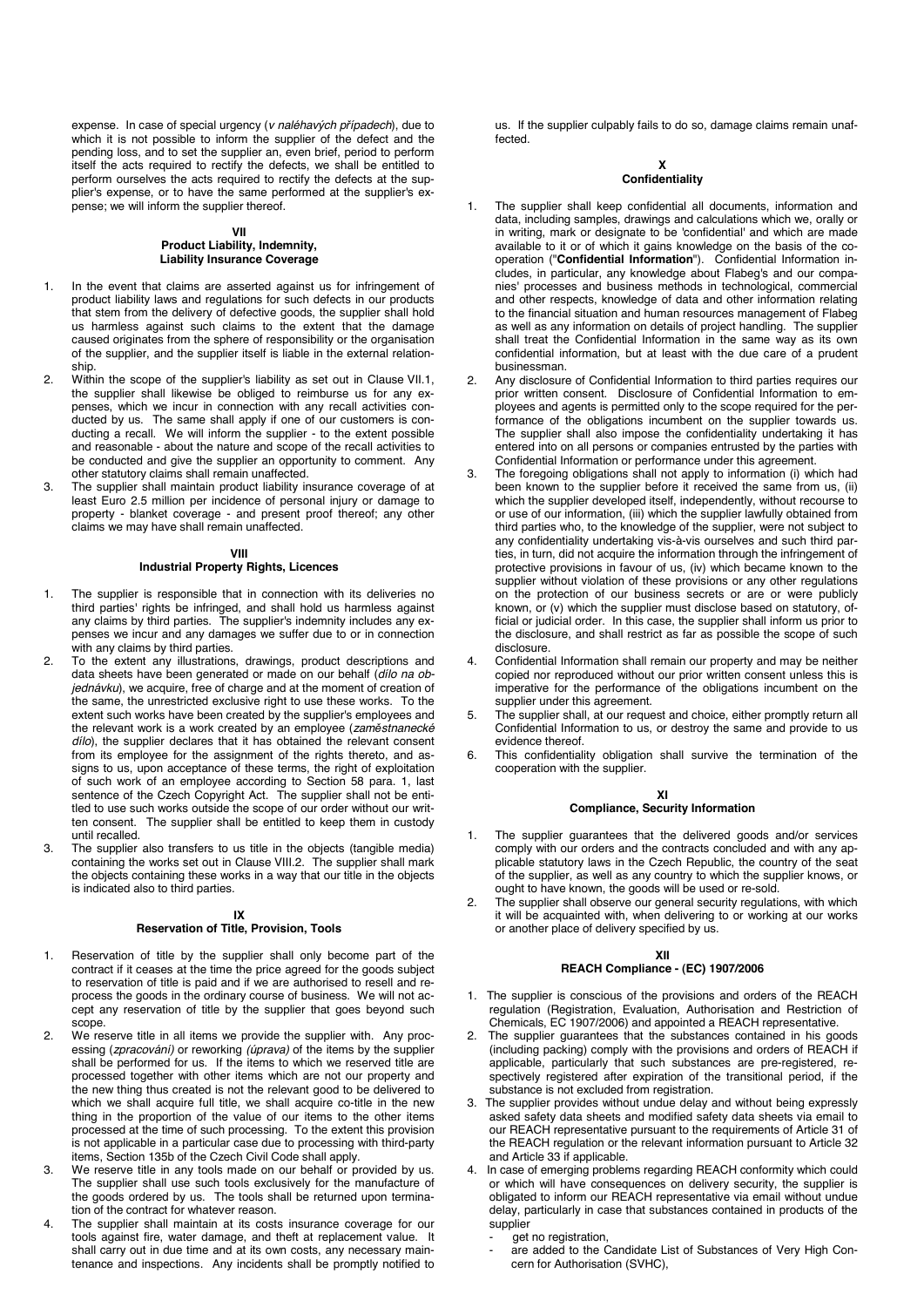expense. In case of special urgency (*v naléhavých případech*), due to which it is not possible to inform the supplier of the defect and the pending loss, and to set the supplier an, even brief, period to perform itself the acts required to rectify the defects, we shall be entitled to perform ourselves the acts required to rectify the defects at the supplier's expense, or to have the same performed at the supplier's expense; we will inform the supplier thereof.

## VII
## Product Liability, Indemnity, Liability Insurance Coverage

1. In the event that claims are asserted against us for infringement of product liability laws and regulations for such defects in our products that stem from the delivery of defective goods, the supplier shall hold us harmless against such claims to the extent that the damage caused originates from the sphere of responsibility or the organisation of the supplier, and the supplier itself is liable in the external relationship.
2. Within the scope of the supplier's liability as set out in Clause VII.1, the supplier shall likewise be obliged to reimburse us for any expenses, which we incur in connection with any recall activities conducted by us. The same shall apply if one of our customers is conducting a recall. We will inform the supplier - to the extent possible and reasonable - about the nature and scope of the recall activities to be conducted and give the supplier an opportunity to comment. Any other statutory claims shall remain unaffected.
3. The supplier shall maintain product liability insurance coverage of at least Euro 2.5 million per incidence of personal injury or damage to property - blanket coverage - and present proof thereof; any other claims we may have shall remain unaffected.

## VIII
## Industrial Property Rights, Licences

1. The supplier is responsible that in connection with its deliveries no third parties' rights be infringed, and shall hold us harmless against any claims by third parties. The supplier's indemnity includes any expenses we incur and any damages we suffer due to or in connection with any claims by third parties.
2. To the extent any illustrations, drawings, product descriptions and data sheets have been generated or made on our behalf (*dílo na objednávku*), we acquire, free of charge and at the moment of creation of the same, the unrestricted exclusive right to use these works. To the extent such works have been created by the supplier's employees and the relevant work is a work created by an employee (*zaměstnanecké dílo*), the supplier declares that it has obtained the relevant consent from its employee for the assignment of the rights thereto, and assigns to us, upon acceptance of these terms, the right of exploitation of such work of an employee according to Section 58 para. 1, last sentence of the Czech Copyright Act. The supplier shall not be entitled to use such works outside the scope of our order without our written consent. The supplier shall be entitled to keep them in custody until recalled.
3. The supplier also transfers to us title in the objects (tangible media) containing the works set out in Clause VIII.2. The supplier shall mark the objects containing these works in a way that our title in the objects is indicated also to third parties.

## IX
## Reservation of Title, Provision, Tools

1. Reservation of title by the supplier shall only become part of the contract if it ceases at the time the price agreed for the goods subject to reservation of title is paid and if we are authorised to resell and reprocess the goods in the ordinary course of business. We will not accept any reservation of title by the supplier that goes beyond such scope.
2. We reserve title in all items we provide the supplier with. Any processing (*zpracování)* or reworking *(úprava)* of the items by the supplier shall be performed for us. If the items to which we reserved title are processed together with other items which are not our property and the new thing thus created is not the relevant good to be delivered to which we shall acquire full title, we shall acquire co-title in the new thing in the proportion of the value of our items to the other items processed at the time of such processing. To the extent this provision is not applicable in a particular case due to processing with third-party items, Section 135b of the Czech Civil Code shall apply.
3. We reserve title in any tools made on our behalf or provided by us. The supplier shall use such tools exclusively for the manufacture of the goods ordered by us. The tools shall be returned upon termination of the contract for whatever reason.
4. The supplier shall maintain at its costs insurance coverage for our tools against fire, water damage, and theft at replacement value. It shall carry out in due time and at its own costs, any necessary maintenance and inspections. Any incidents shall be promptly notified to us. If the supplier culpably fails to do so, damage claims remain unaffected.

## X
## Confidentiality

1. The supplier shall keep confidential all documents, information and data, including samples, drawings and calculations which we, orally or in writing, mark or designate to be 'confidential' and which are made available to it or of which it gains knowledge on the basis of the co-operation ("**Confidential Information**"). Confidential Information includes, in particular, any knowledge about Flabeg's and our companies' processes and business methods in technological, commercial and other respects, knowledge of data and other information relating to the financial situation and human resources management of Flabeg as well as any information on details of project handling. The supplier shall treat the Confidential Information in the same way as its own confidential information, but at least with the due care of a prudent businessman.
2. Any disclosure of Confidential Information to third parties requires our prior written consent. Disclosure of Confidential Information to employees and agents is permitted only to the scope required for the performance of the obligations incumbent on the supplier towards us. The supplier shall also impose the confidentiality undertaking it has entered into on all persons or companies entrusted by the parties with Confidential Information or performance under this agreement.
3. The foregoing obligations shall not apply to information (i) which had been known to the supplier before it received the same from us, (ii) which the supplier developed itself, independently, without recourse to or use of our information, (iii) which the supplier lawfully obtained from third parties who, to the knowledge of the supplier, were not subject to any confidentiality undertaking vis-à-vis ourselves and such third parties, in turn, did not acquire the information through the infringement of protective provisions in favour of us, (iv) which became known to the supplier without violation of these provisions or any other regulations on the protection of our business secrets or are or were publicly known, or (v) which the supplier must disclose based on statutory, official or judicial order. In this case, the supplier shall inform us prior to the disclosure, and shall restrict as far as possible the scope of such disclosure.
4. Confidential Information shall remain our property and may be neither copied nor reproduced without our prior written consent unless this is imperative for the performance of the obligations incumbent on the supplier under this agreement.
5. The supplier shall, at our request and choice, either promptly return all Confidential Information to us, or destroy the same and provide to us evidence thereof.
6. This confidentiality obligation shall survive the termination of the cooperation with the supplier.

## XI
## Compliance, Security Information

1. The supplier guarantees that the delivered goods and/or services comply with our orders and the contracts concluded and with any applicable statutory laws in the Czech Republic, the country of the seat of the supplier, as well as any country to which the supplier knows, or ought to have known, the goods will be used or re-sold.
2. The supplier shall observe our general security regulations, with which it will be acquainted with, when delivering to or working at our works or another place of delivery specified by us.

## XII
## REACH Compliance - (EC) 1907/2006

1. The supplier is conscious of the provisions and orders of the REACH regulation (Registration, Evaluation, Authorisation and Restriction of Chemicals, EC 1907/2006) and appointed a REACH representative.
2. The supplier guarantees that the substances contained in his goods (including packing) comply with the provisions and orders of REACH if applicable, particularly that such substances are pre-registered, respectively registered after expiration of the transitional period, if the substance is not excluded from registration.
3. The supplier provides without undue delay and without being expressly asked safety data sheets and modified safety data sheets via email to our REACH representative pursuant to the requirements of Article 31 of the REACH regulation or the relevant information pursuant to Article 32 and Article 33 if applicable.
4. In case of emerging problems regarding REACH conformity which could or which will have consequences on delivery security, the supplier is obligated to inform our REACH representative via email without undue delay, particularly in case that substances contained in products of the supplier
   - get no registration,
   - are added to the Candidate List of Substances of Very High Concern for Authorisation (SVHC),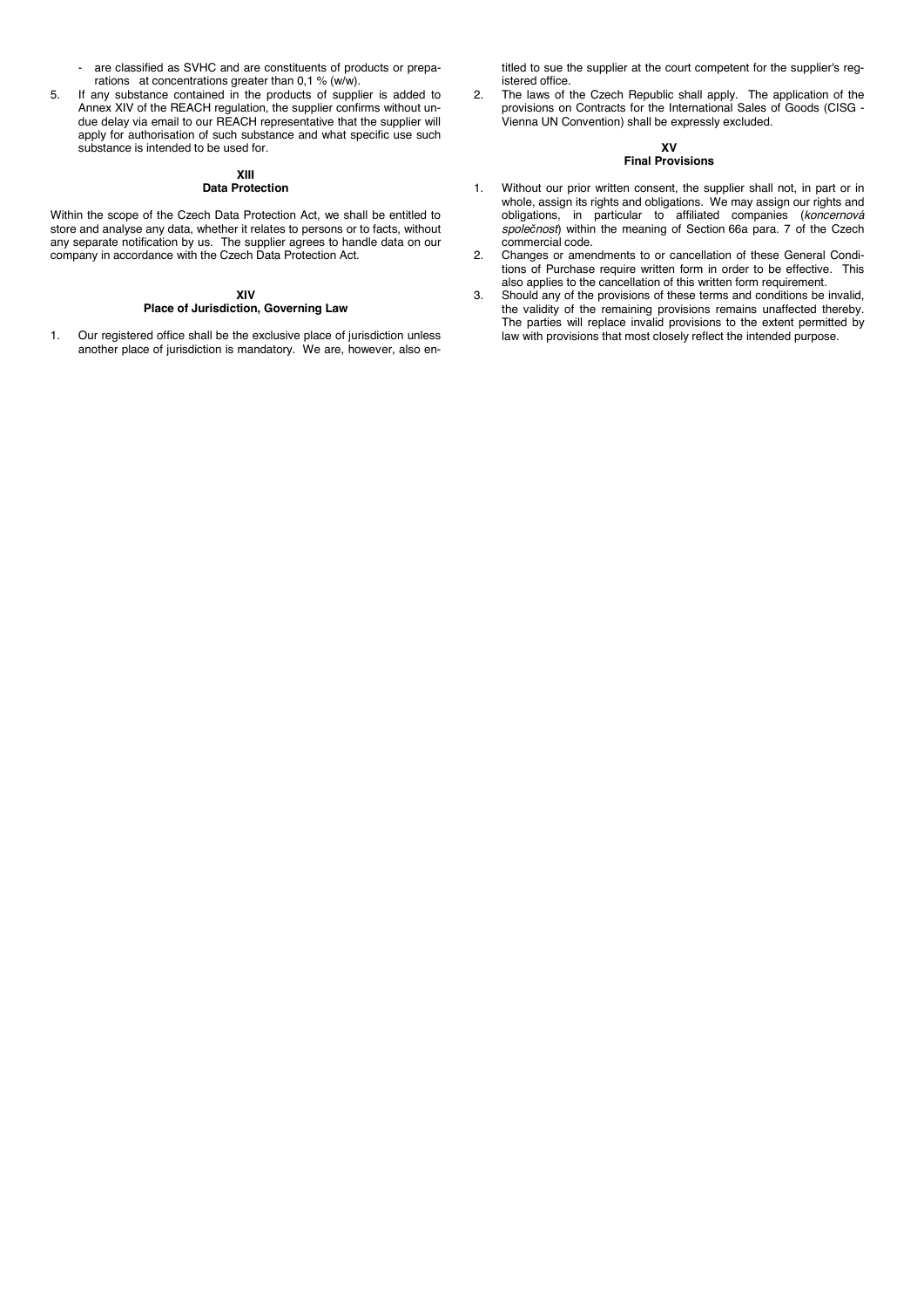- are classified as SVHC and are constituents of products or preparations at concentrations greater than 0,1 % (w/w).

5. If any substance contained in the products of supplier is added to Annex XIV of the REACH regulation, the supplier confirms without undue delay via email to our REACH representative that the supplier will apply for authorisation of such substance and what specific use such substance is intended to be used for.

## XIII
## Data Protection

Within the scope of the Czech Data Protection Act, we shall be entitled to store and analyse any data, whether it relates to persons or to facts, without any separate notification by us. The supplier agrees to handle data on our company in accordance with the Czech Data Protection Act.

## XIV
## Place of Jurisdiction, Governing Law

1. Our registered office shall be the exclusive place of jurisdiction unless another place of jurisdiction is mandatory. We are, however, also entitled to sue the supplier at the court competent for the supplier's registered office.
2. The laws of the Czech Republic shall apply. The application of the provisions on Contracts for the International Sales of Goods (CISG - Vienna UN Convention) shall be expressly excluded.

## XV
## Final Provisions

1. Without our prior written consent, the supplier shall not, in part or in whole, assign its rights and obligations. We may assign our rights and obligations, in particular to affiliated companies (*koncernová společnost*) within the meaning of Section 66a para. 7 of the Czech commercial code.
2. Changes or amendments to or cancellation of these General Conditions of Purchase require written form in order to be effective. This also applies to the cancellation of this written form requirement.
3. Should any of the provisions of these terms and conditions be invalid, the validity of the remaining provisions remains unaffected thereby. The parties will replace invalid provisions to the extent permitted by law with provisions that most closely reflect the intended purpose.